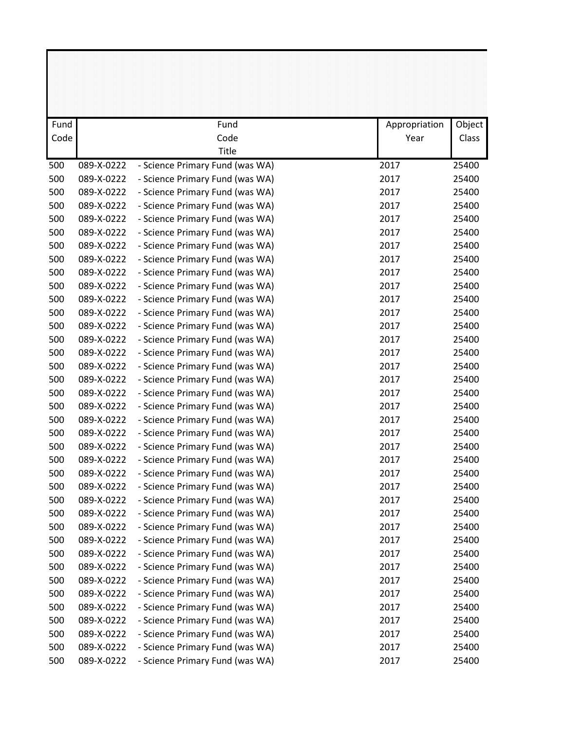| Fund Code | Fund Code Title | | Appropriation Year | Object Class |
|---|---|---|---|---|
| 500 | 089-X-0222 | - Science Primary Fund (was WA) | 2017 | 25400 |
| 500 | 089-X-0222 | - Science Primary Fund (was WA) | 2017 | 25400 |
| 500 | 089-X-0222 | - Science Primary Fund (was WA) | 2017 | 25400 |
| 500 | 089-X-0222 | - Science Primary Fund (was WA) | 2017 | 25400 |
| 500 | 089-X-0222 | - Science Primary Fund (was WA) | 2017 | 25400 |
| 500 | 089-X-0222 | - Science Primary Fund (was WA) | 2017 | 25400 |
| 500 | 089-X-0222 | - Science Primary Fund (was WA) | 2017 | 25400 |
| 500 | 089-X-0222 | - Science Primary Fund (was WA) | 2017 | 25400 |
| 500 | 089-X-0222 | - Science Primary Fund (was WA) | 2017 | 25400 |
| 500 | 089-X-0222 | - Science Primary Fund (was WA) | 2017 | 25400 |
| 500 | 089-X-0222 | - Science Primary Fund (was WA) | 2017 | 25400 |
| 500 | 089-X-0222 | - Science Primary Fund (was WA) | 2017 | 25400 |
| 500 | 089-X-0222 | - Science Primary Fund (was WA) | 2017 | 25400 |
| 500 | 089-X-0222 | - Science Primary Fund (was WA) | 2017 | 25400 |
| 500 | 089-X-0222 | - Science Primary Fund (was WA) | 2017 | 25400 |
| 500 | 089-X-0222 | - Science Primary Fund (was WA) | 2017 | 25400 |
| 500 | 089-X-0222 | - Science Primary Fund (was WA) | 2017 | 25400 |
| 500 | 089-X-0222 | - Science Primary Fund (was WA) | 2017 | 25400 |
| 500 | 089-X-0222 | - Science Primary Fund (was WA) | 2017 | 25400 |
| 500 | 089-X-0222 | - Science Primary Fund (was WA) | 2017 | 25400 |
| 500 | 089-X-0222 | - Science Primary Fund (was WA) | 2017 | 25400 |
| 500 | 089-X-0222 | - Science Primary Fund (was WA) | 2017 | 25400 |
| 500 | 089-X-0222 | - Science Primary Fund (was WA) | 2017 | 25400 |
| 500 | 089-X-0222 | - Science Primary Fund (was WA) | 2017 | 25400 |
| 500 | 089-X-0222 | - Science Primary Fund (was WA) | 2017 | 25400 |
| 500 | 089-X-0222 | - Science Primary Fund (was WA) | 2017 | 25400 |
| 500 | 089-X-0222 | - Science Primary Fund (was WA) | 2017 | 25400 |
| 500 | 089-X-0222 | - Science Primary Fund (was WA) | 2017 | 25400 |
| 500 | 089-X-0222 | - Science Primary Fund (was WA) | 2017 | 25400 |
| 500 | 089-X-0222 | - Science Primary Fund (was WA) | 2017 | 25400 |
| 500 | 089-X-0222 | - Science Primary Fund (was WA) | 2017 | 25400 |
| 500 | 089-X-0222 | - Science Primary Fund (was WA) | 2017 | 25400 |
| 500 | 089-X-0222 | - Science Primary Fund (was WA) | 2017 | 25400 |
| 500 | 089-X-0222 | - Science Primary Fund (was WA) | 2017 | 25400 |
| 500 | 089-X-0222 | - Science Primary Fund (was WA) | 2017 | 25400 |
| 500 | 089-X-0222 | - Science Primary Fund (was WA) | 2017 | 25400 |
| 500 | 089-X-0222 | - Science Primary Fund (was WA) | 2017 | 25400 |
| 500 | 089-X-0222 | - Science Primary Fund (was WA) | 2017 | 25400 |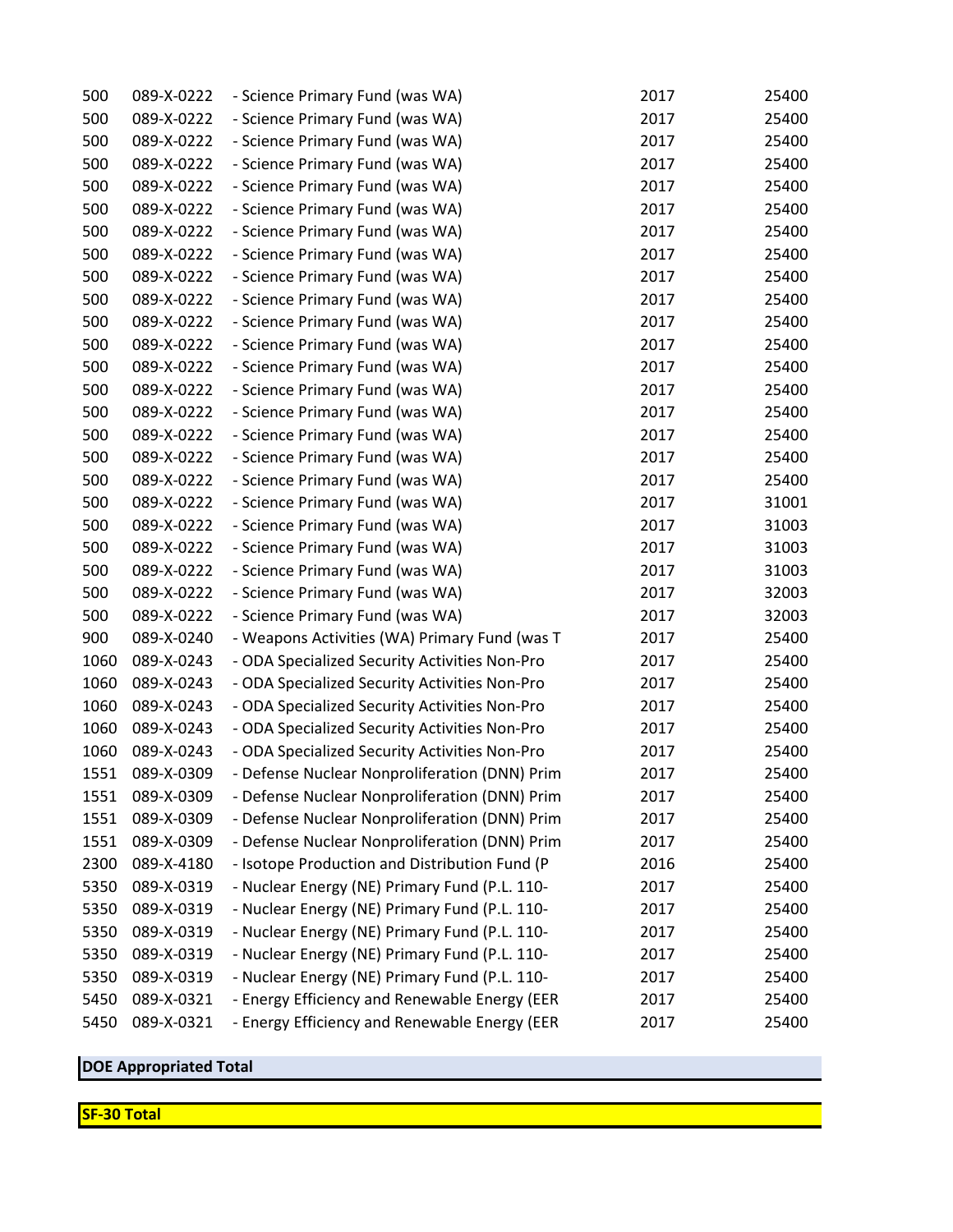| | | | | |
|---|---|---|---|---|
| 500 | 089-X-0222 | - Science Primary Fund (was WA) | 2017 | 25400 |
| 500 | 089-X-0222 | - Science Primary Fund (was WA) | 2017 | 25400 |
| 500 | 089-X-0222 | - Science Primary Fund (was WA) | 2017 | 25400 |
| 500 | 089-X-0222 | - Science Primary Fund (was WA) | 2017 | 25400 |
| 500 | 089-X-0222 | - Science Primary Fund (was WA) | 2017 | 25400 |
| 500 | 089-X-0222 | - Science Primary Fund (was WA) | 2017 | 25400 |
| 500 | 089-X-0222 | - Science Primary Fund (was WA) | 2017 | 25400 |
| 500 | 089-X-0222 | - Science Primary Fund (was WA) | 2017 | 25400 |
| 500 | 089-X-0222 | - Science Primary Fund (was WA) | 2017 | 25400 |
| 500 | 089-X-0222 | - Science Primary Fund (was WA) | 2017 | 25400 |
| 500 | 089-X-0222 | - Science Primary Fund (was WA) | 2017 | 25400 |
| 500 | 089-X-0222 | - Science Primary Fund (was WA) | 2017 | 25400 |
| 500 | 089-X-0222 | - Science Primary Fund (was WA) | 2017 | 25400 |
| 500 | 089-X-0222 | - Science Primary Fund (was WA) | 2017 | 25400 |
| 500 | 089-X-0222 | - Science Primary Fund (was WA) | 2017 | 25400 |
| 500 | 089-X-0222 | - Science Primary Fund (was WA) | 2017 | 25400 |
| 500 | 089-X-0222 | - Science Primary Fund (was WA) | 2017 | 25400 |
| 500 | 089-X-0222 | - Science Primary Fund (was WA) | 2017 | 25400 |
| 500 | 089-X-0222 | - Science Primary Fund (was WA) | 2017 | 31001 |
| 500 | 089-X-0222 | - Science Primary Fund (was WA) | 2017 | 31003 |
| 500 | 089-X-0222 | - Science Primary Fund (was WA) | 2017 | 31003 |
| 500 | 089-X-0222 | - Science Primary Fund (was WA) | 2017 | 31003 |
| 500 | 089-X-0222 | - Science Primary Fund (was WA) | 2017 | 32003 |
| 500 | 089-X-0222 | - Science Primary Fund (was WA) | 2017 | 32003 |
| 900 | 089-X-0240 | - Weapons Activities (WA) Primary Fund (was T | 2017 | 25400 |
| 1060 | 089-X-0243 | - ODA Specialized Security Activities Non-Pro | 2017 | 25400 |
| 1060 | 089-X-0243 | - ODA Specialized Security Activities Non-Pro | 2017 | 25400 |
| 1060 | 089-X-0243 | - ODA Specialized Security Activities Non-Pro | 2017 | 25400 |
| 1060 | 089-X-0243 | - ODA Specialized Security Activities Non-Pro | 2017 | 25400 |
| 1060 | 089-X-0243 | - ODA Specialized Security Activities Non-Pro | 2017 | 25400 |
| 1551 | 089-X-0309 | - Defense Nuclear Nonproliferation (DNN) Prim | 2017 | 25400 |
| 1551 | 089-X-0309 | - Defense Nuclear Nonproliferation (DNN) Prim | 2017 | 25400 |
| 1551 | 089-X-0309 | - Defense Nuclear Nonproliferation (DNN) Prim | 2017 | 25400 |
| 1551 | 089-X-0309 | - Defense Nuclear Nonproliferation (DNN) Prim | 2017 | 25400 |
| 2300 | 089-X-4180 | - Isotope Production and Distribution Fund (P | 2016 | 25400 |
| 5350 | 089-X-0319 | - Nuclear Energy (NE) Primary Fund (P.L. 110- | 2017 | 25400 |
| 5350 | 089-X-0319 | - Nuclear Energy (NE) Primary Fund (P.L. 110- | 2017 | 25400 |
| 5350 | 089-X-0319 | - Nuclear Energy (NE) Primary Fund (P.L. 110- | 2017 | 25400 |
| 5350 | 089-X-0319 | - Nuclear Energy (NE) Primary Fund (P.L. 110- | 2017 | 25400 |
| 5350 | 089-X-0319 | - Nuclear Energy (NE) Primary Fund (P.L. 110- | 2017 | 25400 |
| 5450 | 089-X-0321 | - Energy Efficiency and Renewable Energy (EER | 2017 | 25400 |
| 5450 | 089-X-0321 | - Energy Efficiency and Renewable Energy (EER | 2017 | 25400 |

**DOE Appropriated Total**

**SF-30 Total**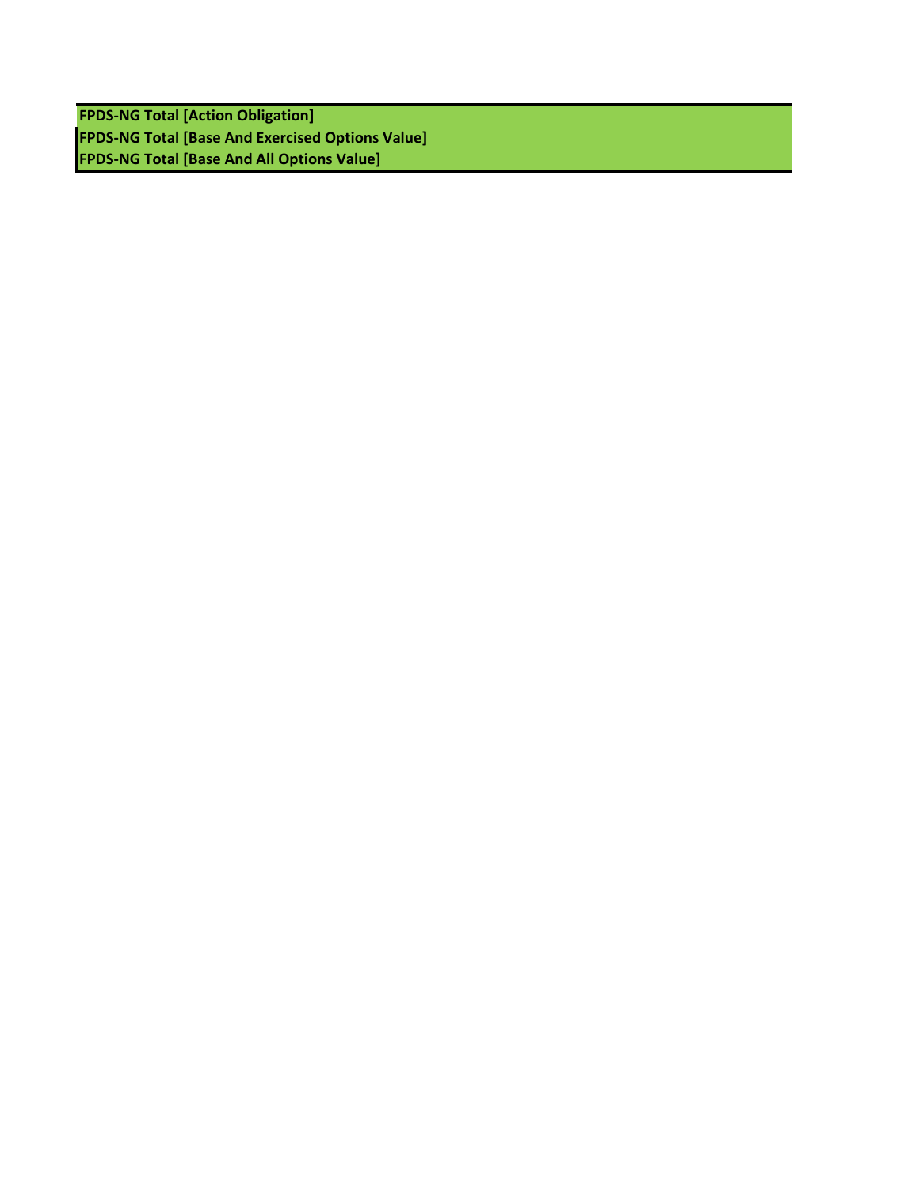| FPDS-NG Total [Action Obligation] |
| --- |
| FPDS-NG Total [Base And Exercised Options Value] |
| FPDS-NG Total [Base And All Options Value] |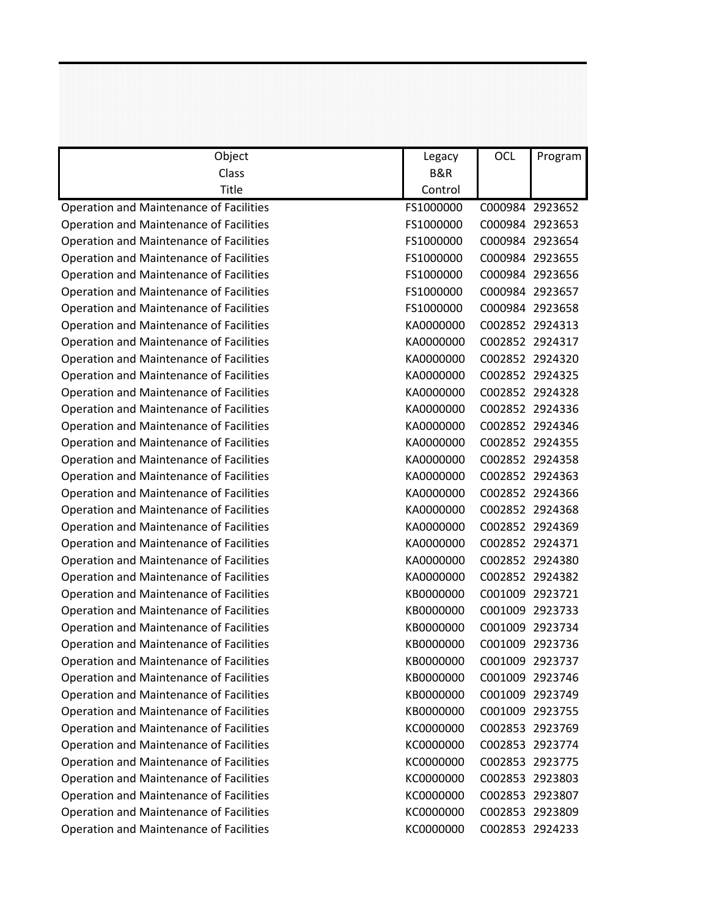| Object Class Title | Legacy B&R Control | OCL | Program |
| --- | --- | --- | --- |
| Operation and Maintenance of Facilities | FS1000000 | C000984 | 2923652 |
| Operation and Maintenance of Facilities | FS1000000 | C000984 | 2923653 |
| Operation and Maintenance of Facilities | FS1000000 | C000984 | 2923654 |
| Operation and Maintenance of Facilities | FS1000000 | C000984 | 2923655 |
| Operation and Maintenance of Facilities | FS1000000 | C000984 | 2923656 |
| Operation and Maintenance of Facilities | FS1000000 | C000984 | 2923657 |
| Operation and Maintenance of Facilities | FS1000000 | C000984 | 2923658 |
| Operation and Maintenance of Facilities | KA0000000 | C002852 | 2924313 |
| Operation and Maintenance of Facilities | KA0000000 | C002852 | 2924317 |
| Operation and Maintenance of Facilities | KA0000000 | C002852 | 2924320 |
| Operation and Maintenance of Facilities | KA0000000 | C002852 | 2924325 |
| Operation and Maintenance of Facilities | KA0000000 | C002852 | 2924328 |
| Operation and Maintenance of Facilities | KA0000000 | C002852 | 2924336 |
| Operation and Maintenance of Facilities | KA0000000 | C002852 | 2924346 |
| Operation and Maintenance of Facilities | KA0000000 | C002852 | 2924355 |
| Operation and Maintenance of Facilities | KA0000000 | C002852 | 2924358 |
| Operation and Maintenance of Facilities | KA0000000 | C002852 | 2924363 |
| Operation and Maintenance of Facilities | KA0000000 | C002852 | 2924366 |
| Operation and Maintenance of Facilities | KA0000000 | C002852 | 2924368 |
| Operation and Maintenance of Facilities | KA0000000 | C002852 | 2924369 |
| Operation and Maintenance of Facilities | KA0000000 | C002852 | 2924371 |
| Operation and Maintenance of Facilities | KA0000000 | C002852 | 2924380 |
| Operation and Maintenance of Facilities | KA0000000 | C002852 | 2924382 |
| Operation and Maintenance of Facilities | KB0000000 | C001009 | 2923721 |
| Operation and Maintenance of Facilities | KB0000000 | C001009 | 2923733 |
| Operation and Maintenance of Facilities | KB0000000 | C001009 | 2923734 |
| Operation and Maintenance of Facilities | KB0000000 | C001009 | 2923736 |
| Operation and Maintenance of Facilities | KB0000000 | C001009 | 2923737 |
| Operation and Maintenance of Facilities | KB0000000 | C001009 | 2923746 |
| Operation and Maintenance of Facilities | KB0000000 | C001009 | 2923749 |
| Operation and Maintenance of Facilities | KB0000000 | C001009 | 2923755 |
| Operation and Maintenance of Facilities | KC0000000 | C002853 | 2923769 |
| Operation and Maintenance of Facilities | KC0000000 | C002853 | 2923774 |
| Operation and Maintenance of Facilities | KC0000000 | C002853 | 2923775 |
| Operation and Maintenance of Facilities | KC0000000 | C002853 | 2923803 |
| Operation and Maintenance of Facilities | KC0000000 | C002853 | 2923807 |
| Operation and Maintenance of Facilities | KC0000000 | C002853 | 2923809 |
| Operation and Maintenance of Facilities | KC0000000 | C002853 | 2924233 |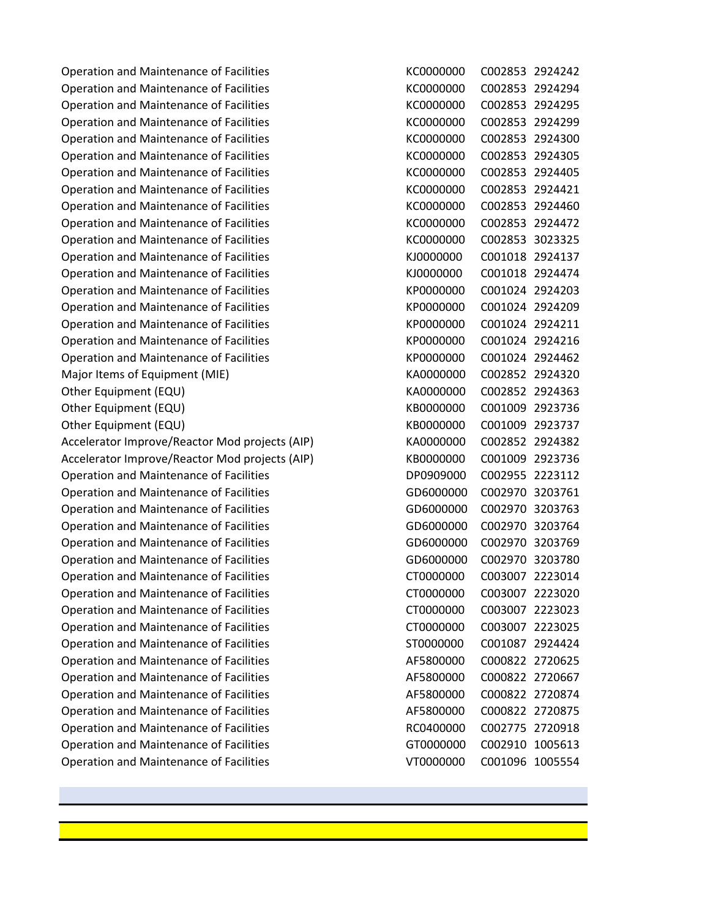| | | | |
|---|---|---|---|
| Operation and Maintenance of Facilities | KC0000000 | C002853 | 2924242 |
| Operation and Maintenance of Facilities | KC0000000 | C002853 | 2924294 |
| Operation and Maintenance of Facilities | KC0000000 | C002853 | 2924295 |
| Operation and Maintenance of Facilities | KC0000000 | C002853 | 2924299 |
| Operation and Maintenance of Facilities | KC0000000 | C002853 | 2924300 |
| Operation and Maintenance of Facilities | KC0000000 | C002853 | 2924305 |
| Operation and Maintenance of Facilities | KC0000000 | C002853 | 2924405 |
| Operation and Maintenance of Facilities | KC0000000 | C002853 | 2924421 |
| Operation and Maintenance of Facilities | KC0000000 | C002853 | 2924460 |
| Operation and Maintenance of Facilities | KC0000000 | C002853 | 2924472 |
| Operation and Maintenance of Facilities | KC0000000 | C002853 | 3023325 |
| Operation and Maintenance of Facilities | KJ0000000 | C001018 | 2924137 |
| Operation and Maintenance of Facilities | KJ0000000 | C001018 | 2924474 |
| Operation and Maintenance of Facilities | KP0000000 | C001024 | 2924203 |
| Operation and Maintenance of Facilities | KP0000000 | C001024 | 2924209 |
| Operation and Maintenance of Facilities | KP0000000 | C001024 | 2924211 |
| Operation and Maintenance of Facilities | KP0000000 | C001024 | 2924216 |
| Operation and Maintenance of Facilities | KP0000000 | C001024 | 2924462 |
| Major Items of Equipment (MIE) | KA0000000 | C002852 | 2924320 |
| Other Equipment (EQU) | KA0000000 | C002852 | 2924363 |
| Other Equipment (EQU) | KB0000000 | C001009 | 2923736 |
| Other Equipment (EQU) | KB0000000 | C001009 | 2923737 |
| Accelerator Improve/Reactor Mod projects (AIP) | KA0000000 | C002852 | 2924382 |
| Accelerator Improve/Reactor Mod projects (AIP) | KB0000000 | C001009 | 2923736 |
| Operation and Maintenance of Facilities | DP0909000 | C002955 | 2223112 |
| Operation and Maintenance of Facilities | GD6000000 | C002970 | 3203761 |
| Operation and Maintenance of Facilities | GD6000000 | C002970 | 3203763 |
| Operation and Maintenance of Facilities | GD6000000 | C002970 | 3203764 |
| Operation and Maintenance of Facilities | GD6000000 | C002970 | 3203769 |
| Operation and Maintenance of Facilities | GD6000000 | C002970 | 3203780 |
| Operation and Maintenance of Facilities | CT0000000 | C003007 | 2223014 |
| Operation and Maintenance of Facilities | CT0000000 | C003007 | 2223020 |
| Operation and Maintenance of Facilities | CT0000000 | C003007 | 2223023 |
| Operation and Maintenance of Facilities | CT0000000 | C003007 | 2223025 |
| Operation and Maintenance of Facilities | ST0000000 | C001087 | 2924424 |
| Operation and Maintenance of Facilities | AF5800000 | C000822 | 2720625 |
| Operation and Maintenance of Facilities | AF5800000 | C000822 | 2720667 |
| Operation and Maintenance of Facilities | AF5800000 | C000822 | 2720874 |
| Operation and Maintenance of Facilities | AF5800000 | C000822 | 2720875 |
| Operation and Maintenance of Facilities | RC0400000 | C002775 | 2720918 |
| Operation and Maintenance of Facilities | GT0000000 | C002910 | 1005613 |
| Operation and Maintenance of Facilities | VT0000000 | C001096 | 1005554 |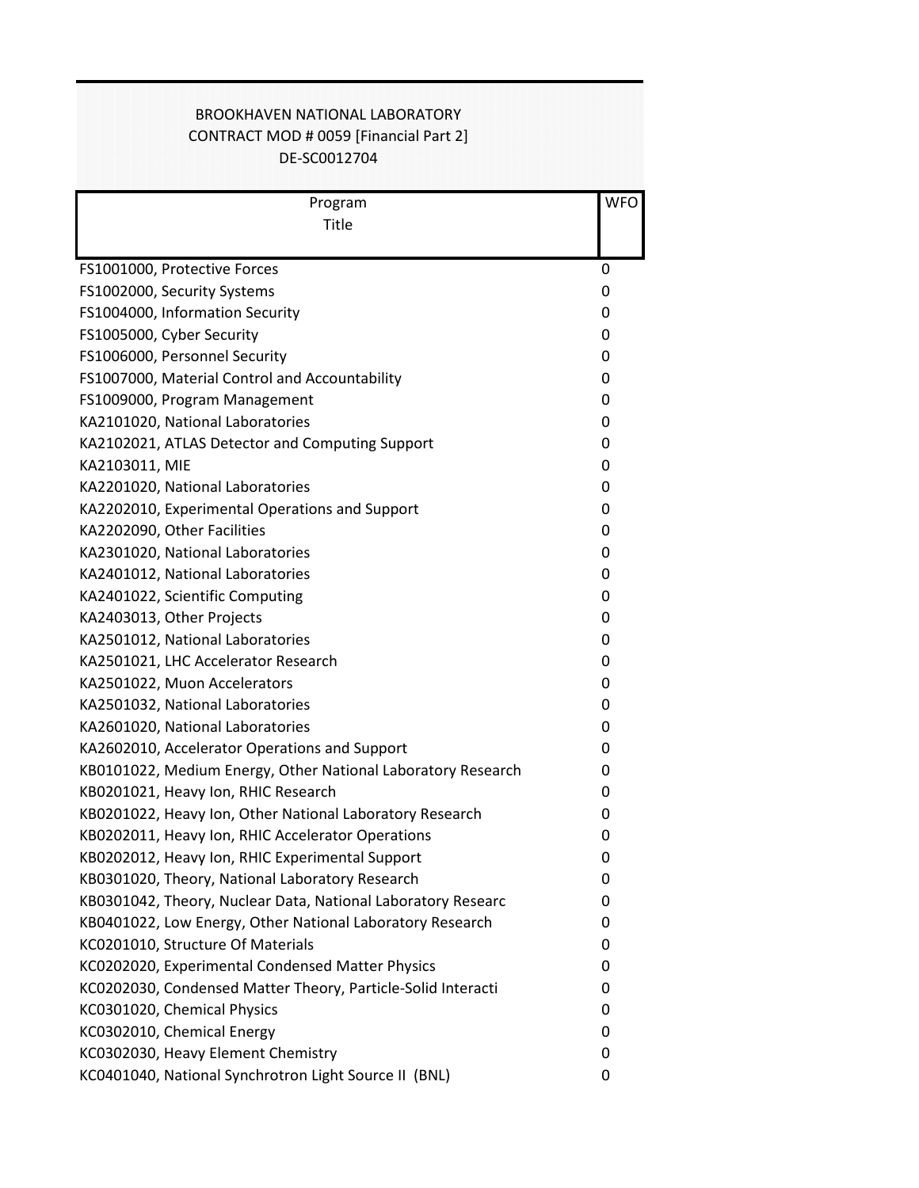BROOKHAVEN NATIONAL LABORATORY
CONTRACT MOD # 0059 [Financial Part 2]
DE-SC0012704

| Program Title | WFO |
|---|---|
| FS1001000, Protective Forces | 0 |
| FS1002000, Security Systems | 0 |
| FS1004000, Information Security | 0 |
| FS1005000, Cyber Security | 0 |
| FS1006000, Personnel Security | 0 |
| FS1007000, Material Control and Accountability | 0 |
| FS1009000, Program Management | 0 |
| KA2101020, National Laboratories | 0 |
| KA2102021, ATLAS Detector and Computing Support | 0 |
| KA2103011, MIE | 0 |
| KA2201020, National Laboratories | 0 |
| KA2202010, Experimental Operations and Support | 0 |
| KA2202090, Other Facilities | 0 |
| KA2301020, National Laboratories | 0 |
| KA2401012, National Laboratories | 0 |
| KA2401022, Scientific Computing | 0 |
| KA2403013, Other Projects | 0 |
| KA2501012, National Laboratories | 0 |
| KA2501021, LHC Accelerator Research | 0 |
| KA2501022, Muon Accelerators | 0 |
| KA2501032, National Laboratories | 0 |
| KA2601020, National Laboratories | 0 |
| KA2602010, Accelerator Operations and Support | 0 |
| KB0101022, Medium Energy, Other National Laboratory Research | 0 |
| KB0201021, Heavy Ion, RHIC Research | 0 |
| KB0201022, Heavy Ion, Other National Laboratory Research | 0 |
| KB0202011, Heavy Ion, RHIC Accelerator Operations | 0 |
| KB0202012, Heavy Ion, RHIC Experimental Support | 0 |
| KB0301020, Theory, National Laboratory Research | 0 |
| KB0301042, Theory, Nuclear Data, National Laboratory Researc | 0 |
| KB0401022, Low Energy, Other National Laboratory Research | 0 |
| KC0201010, Structure Of Materials | 0 |
| KC0202020, Experimental Condensed Matter Physics | 0 |
| KC0202030, Condensed Matter Theory, Particle-Solid Interacti | 0 |
| KC0301020, Chemical Physics | 0 |
| KC0302010, Chemical Energy | 0 |
| KC0302030, Heavy Element Chemistry | 0 |
| KC0401040, National Synchrotron Light Source II (BNL) | 0 |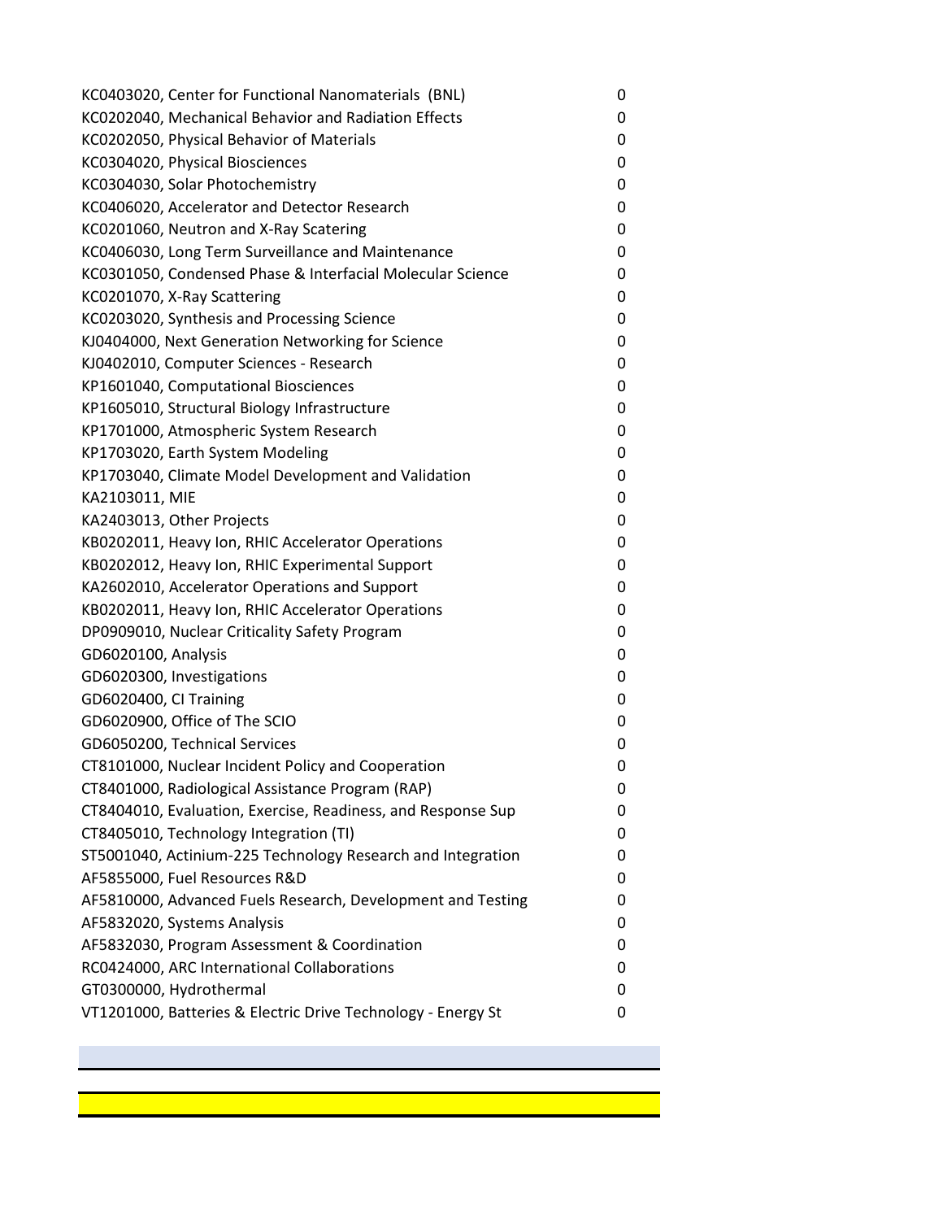| | |
|---|---|
| KC0403020, Center for Functional Nanomaterials (BNL) | 0 |
| KC0202040, Mechanical Behavior and Radiation Effects | 0 |
| KC0202050, Physical Behavior of Materials | 0 |
| KC0304020, Physical Biosciences | 0 |
| KC0304030, Solar Photochemistry | 0 |
| KC0406020, Accelerator and Detector Research | 0 |
| KC0201060, Neutron and X-Ray Scatering | 0 |
| KC0406030, Long Term Surveillance and Maintenance | 0 |
| KC0301050, Condensed Phase & Interfacial Molecular Science | 0 |
| KC0201070, X-Ray Scattering | 0 |
| KC0203020, Synthesis and Processing Science | 0 |
| KJ0404000, Next Generation Networking for Science | 0 |
| KJ0402010, Computer Sciences - Research | 0 |
| KP1601040, Computational Biosciences | 0 |
| KP1605010, Structural Biology Infrastructure | 0 |
| KP1701000, Atmospheric System Research | 0 |
| KP1703020, Earth System Modeling | 0 |
| KP1703040, Climate Model Development and Validation | 0 |
| KA2103011, MIE | 0 |
| KA2403013, Other Projects | 0 |
| KB0202011, Heavy Ion, RHIC Accelerator Operations | 0 |
| KB0202012, Heavy Ion, RHIC Experimental Support | 0 |
| KA2602010, Accelerator Operations and Support | 0 |
| KB0202011, Heavy Ion, RHIC Accelerator Operations | 0 |
| DP0909010, Nuclear Criticality Safety Program | 0 |
| GD6020100, Analysis | 0 |
| GD6020300, Investigations | 0 |
| GD6020400, CI Training | 0 |
| GD6020900, Office of The SCIO | 0 |
| GD6050200, Technical Services | 0 |
| CT8101000, Nuclear Incident Policy and Cooperation | 0 |
| CT8401000, Radiological Assistance Program (RAP) | 0 |
| CT8404010, Evaluation, Exercise, Readiness, and Response Sup | 0 |
| CT8405010, Technology Integration (TI) | 0 |
| ST5001040, Actinium-225 Technology Research and Integration | 0 |
| AF5855000, Fuel Resources R&D | 0 |
| AF5810000, Advanced Fuels Research, Development and Testing | 0 |
| AF5832020, Systems Analysis | 0 |
| AF5832030, Program Assessment & Coordination | 0 |
| RC0424000, ARC International Collaborations | 0 |
| GT0300000, Hydrothermal | 0 |
| VT1201000, Batteries & Electric Drive Technology - Energy St | 0 |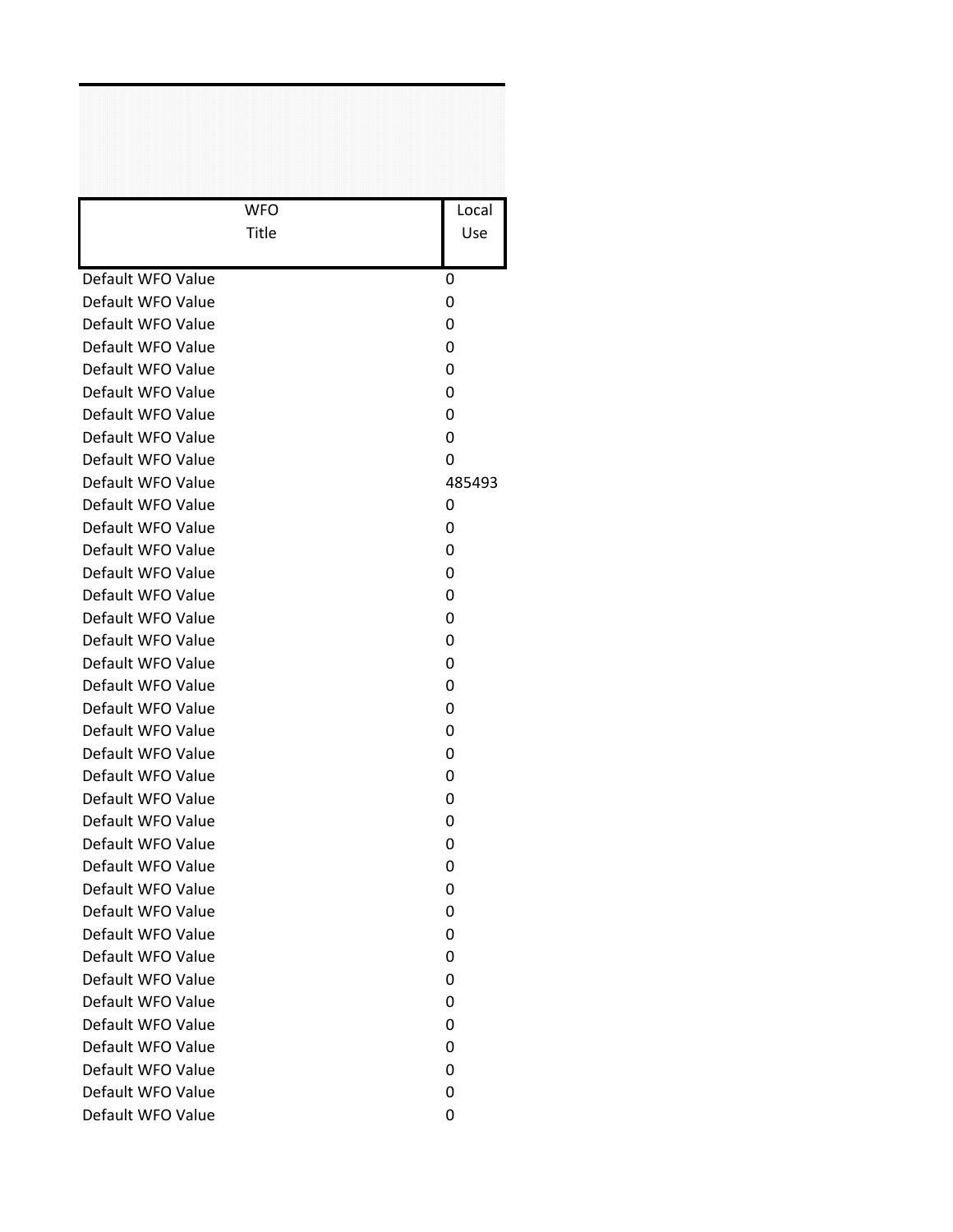| WFO Title | Local Use |
|---|---|
| Default WFO Value | 0 |
| Default WFO Value | 0 |
| Default WFO Value | 0 |
| Default WFO Value | 0 |
| Default WFO Value | 0 |
| Default WFO Value | 0 |
| Default WFO Value | 0 |
| Default WFO Value | 0 |
| Default WFO Value | 0 |
| Default WFO Value | 485493 |
| Default WFO Value | 0 |
| Default WFO Value | 0 |
| Default WFO Value | 0 |
| Default WFO Value | 0 |
| Default WFO Value | 0 |
| Default WFO Value | 0 |
| Default WFO Value | 0 |
| Default WFO Value | 0 |
| Default WFO Value | 0 |
| Default WFO Value | 0 |
| Default WFO Value | 0 |
| Default WFO Value | 0 |
| Default WFO Value | 0 |
| Default WFO Value | 0 |
| Default WFO Value | 0 |
| Default WFO Value | 0 |
| Default WFO Value | 0 |
| Default WFO Value | 0 |
| Default WFO Value | 0 |
| Default WFO Value | 0 |
| Default WFO Value | 0 |
| Default WFO Value | 0 |
| Default WFO Value | 0 |
| Default WFO Value | 0 |
| Default WFO Value | 0 |
| Default WFO Value | 0 |
| Default WFO Value | 0 |
| Default WFO Value | 0 |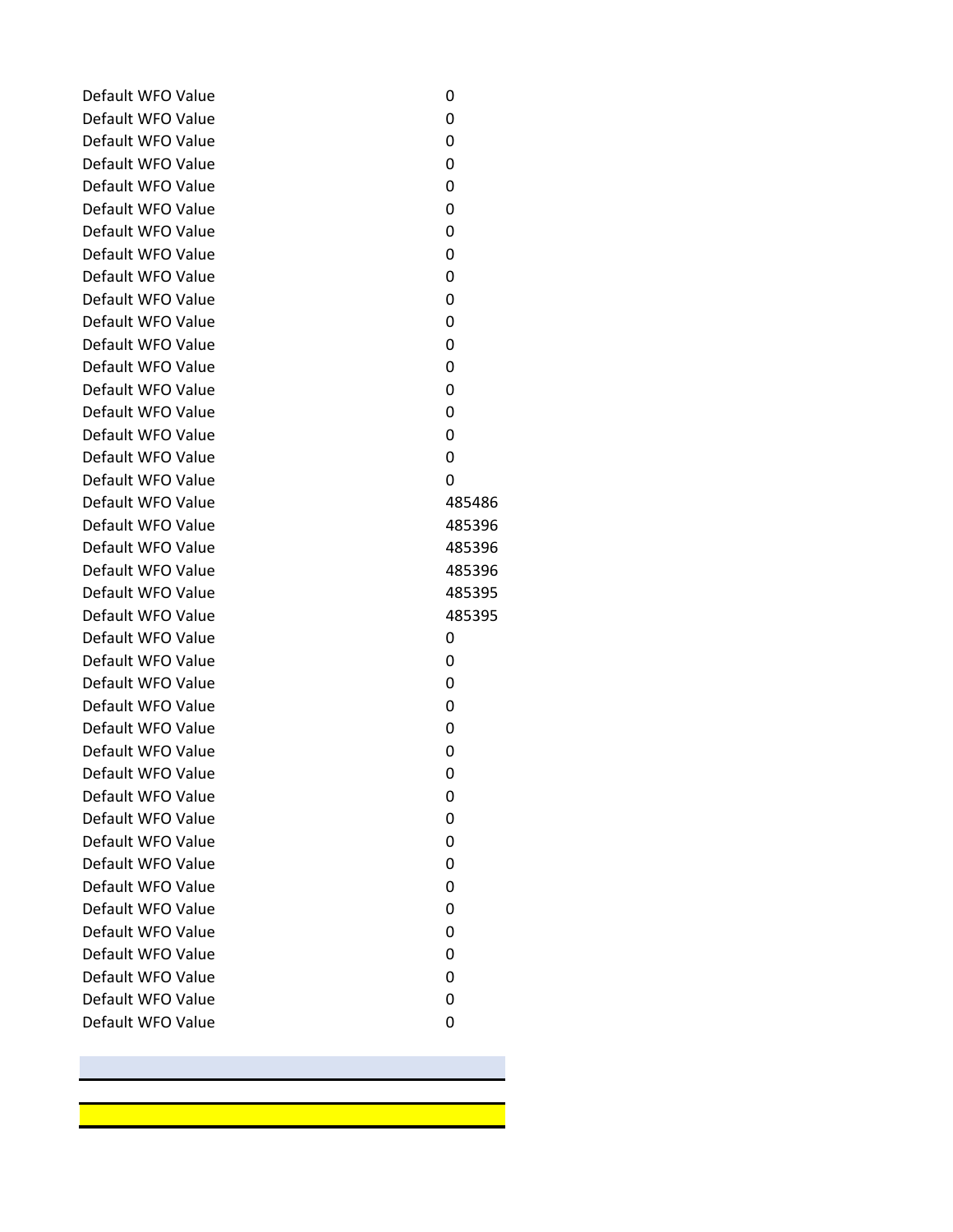| | |
|---|---|
| Default WFO Value | 0 |
| Default WFO Value | 0 |
| Default WFO Value | 0 |
| Default WFO Value | 0 |
| Default WFO Value | 0 |
| Default WFO Value | 0 |
| Default WFO Value | 0 |
| Default WFO Value | 0 |
| Default WFO Value | 0 |
| Default WFO Value | 0 |
| Default WFO Value | 0 |
| Default WFO Value | 0 |
| Default WFO Value | 0 |
| Default WFO Value | 0 |
| Default WFO Value | 0 |
| Default WFO Value | 0 |
| Default WFO Value | 0 |
| Default WFO Value | 0 |
| Default WFO Value | 485486 |
| Default WFO Value | 485396 |
| Default WFO Value | 485396 |
| Default WFO Value | 485396 |
| Default WFO Value | 485395 |
| Default WFO Value | 485395 |
| Default WFO Value | 0 |
| Default WFO Value | 0 |
| Default WFO Value | 0 |
| Default WFO Value | 0 |
| Default WFO Value | 0 |
| Default WFO Value | 0 |
| Default WFO Value | 0 |
| Default WFO Value | 0 |
| Default WFO Value | 0 |
| Default WFO Value | 0 |
| Default WFO Value | 0 |
| Default WFO Value | 0 |
| Default WFO Value | 0 |
| Default WFO Value | 0 |
| Default WFO Value | 0 |
| Default WFO Value | 0 |
| Default WFO Value | 0 |
| Default WFO Value | 0 |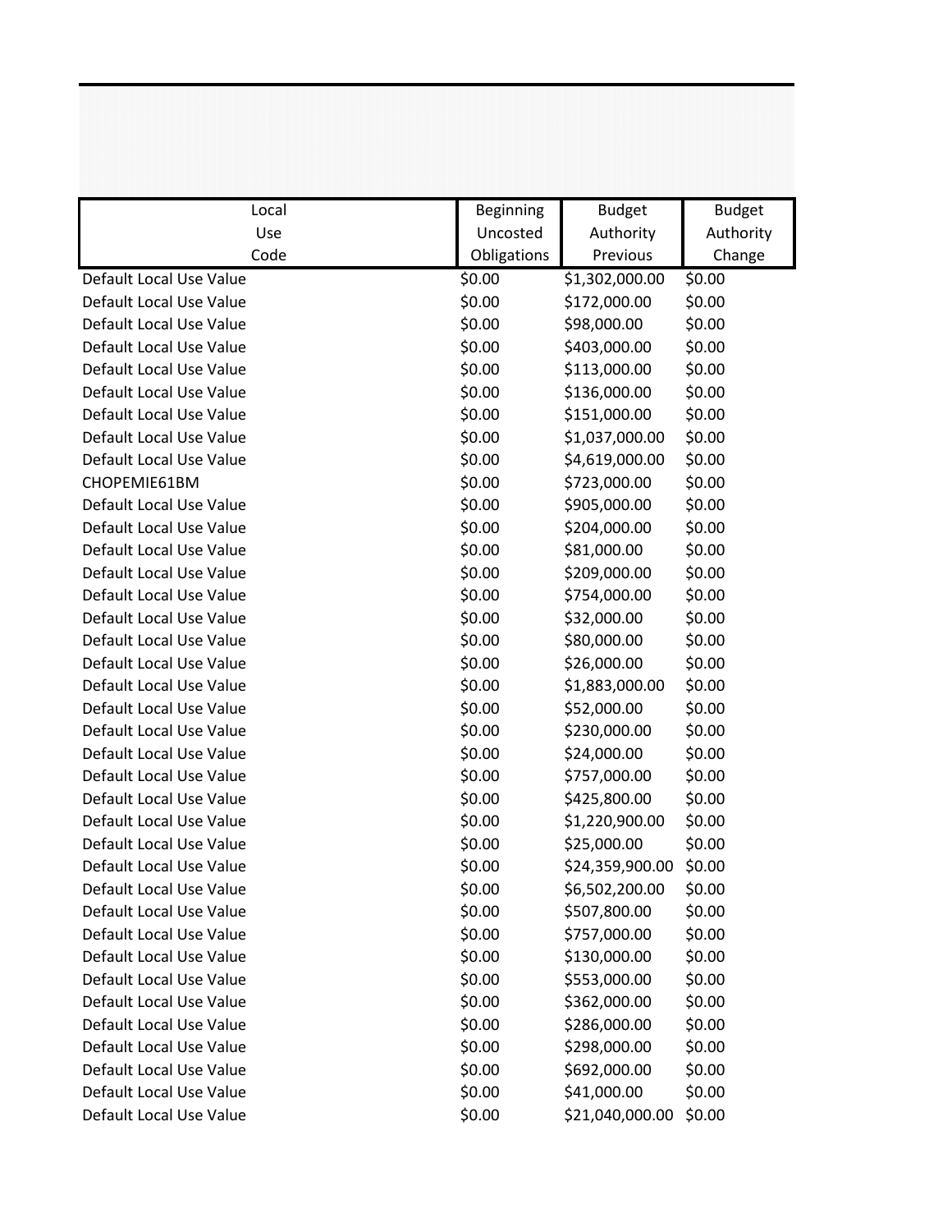| Local Use Code | Beginning Uncosted Obligations | Budget Authority Previous | Budget Authority Change |
|---|---|---|---|
| Default Local Use Value | $0.00 | $1,302,000.00 | $0.00 |
| Default Local Use Value | $0.00 | $172,000.00 | $0.00 |
| Default Local Use Value | $0.00 | $98,000.00 | $0.00 |
| Default Local Use Value | $0.00 | $403,000.00 | $0.00 |
| Default Local Use Value | $0.00 | $113,000.00 | $0.00 |
| Default Local Use Value | $0.00 | $136,000.00 | $0.00 |
| Default Local Use Value | $0.00 | $151,000.00 | $0.00 |
| Default Local Use Value | $0.00 | $1,037,000.00 | $0.00 |
| Default Local Use Value | $0.00 | $4,619,000.00 | $0.00 |
| CHOPEMIE61BM | $0.00 | $723,000.00 | $0.00 |
| Default Local Use Value | $0.00 | $905,000.00 | $0.00 |
| Default Local Use Value | $0.00 | $204,000.00 | $0.00 |
| Default Local Use Value | $0.00 | $81,000.00 | $0.00 |
| Default Local Use Value | $0.00 | $209,000.00 | $0.00 |
| Default Local Use Value | $0.00 | $754,000.00 | $0.00 |
| Default Local Use Value | $0.00 | $32,000.00 | $0.00 |
| Default Local Use Value | $0.00 | $80,000.00 | $0.00 |
| Default Local Use Value | $0.00 | $26,000.00 | $0.00 |
| Default Local Use Value | $0.00 | $1,883,000.00 | $0.00 |
| Default Local Use Value | $0.00 | $52,000.00 | $0.00 |
| Default Local Use Value | $0.00 | $230,000.00 | $0.00 |
| Default Local Use Value | $0.00 | $24,000.00 | $0.00 |
| Default Local Use Value | $0.00 | $757,000.00 | $0.00 |
| Default Local Use Value | $0.00 | $425,800.00 | $0.00 |
| Default Local Use Value | $0.00 | $1,220,900.00 | $0.00 |
| Default Local Use Value | $0.00 | $25,000.00 | $0.00 |
| Default Local Use Value | $0.00 | $24,359,900.00 | $0.00 |
| Default Local Use Value | $0.00 | $6,502,200.00 | $0.00 |
| Default Local Use Value | $0.00 | $507,800.00 | $0.00 |
| Default Local Use Value | $0.00 | $757,000.00 | $0.00 |
| Default Local Use Value | $0.00 | $130,000.00 | $0.00 |
| Default Local Use Value | $0.00 | $553,000.00 | $0.00 |
| Default Local Use Value | $0.00 | $362,000.00 | $0.00 |
| Default Local Use Value | $0.00 | $286,000.00 | $0.00 |
| Default Local Use Value | $0.00 | $298,000.00 | $0.00 |
| Default Local Use Value | $0.00 | $692,000.00 | $0.00 |
| Default Local Use Value | $0.00 | $41,000.00 | $0.00 |
| Default Local Use Value | $0.00 | $21,040,000.00 | $0.00 |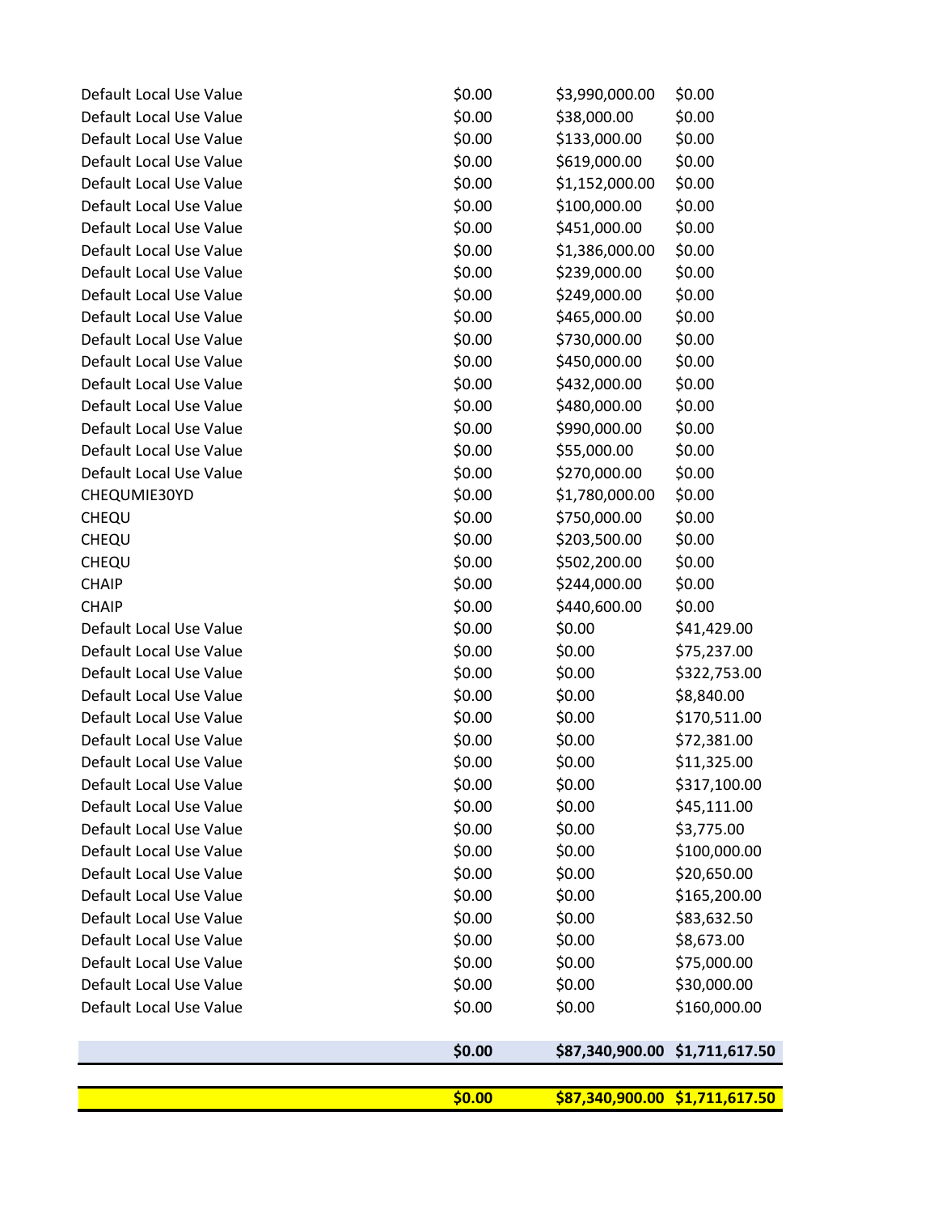| | | | |
|---|---|---|---|
| Default Local Use Value | $0.00 | $3,990,000.00 | $0.00 |
| Default Local Use Value | $0.00 | $38,000.00 | $0.00 |
| Default Local Use Value | $0.00 | $133,000.00 | $0.00 |
| Default Local Use Value | $0.00 | $619,000.00 | $0.00 |
| Default Local Use Value | $0.00 | $1,152,000.00 | $0.00 |
| Default Local Use Value | $0.00 | $100,000.00 | $0.00 |
| Default Local Use Value | $0.00 | $451,000.00 | $0.00 |
| Default Local Use Value | $0.00 | $1,386,000.00 | $0.00 |
| Default Local Use Value | $0.00 | $239,000.00 | $0.00 |
| Default Local Use Value | $0.00 | $249,000.00 | $0.00 |
| Default Local Use Value | $0.00 | $465,000.00 | $0.00 |
| Default Local Use Value | $0.00 | $730,000.00 | $0.00 |
| Default Local Use Value | $0.00 | $450,000.00 | $0.00 |
| Default Local Use Value | $0.00 | $432,000.00 | $0.00 |
| Default Local Use Value | $0.00 | $480,000.00 | $0.00 |
| Default Local Use Value | $0.00 | $990,000.00 | $0.00 |
| Default Local Use Value | $0.00 | $55,000.00 | $0.00 |
| Default Local Use Value | $0.00 | $270,000.00 | $0.00 |
| CHEQUMIE30YD | $0.00 | $1,780,000.00 | $0.00 |
| CHEQU | $0.00 | $750,000.00 | $0.00 |
| CHEQU | $0.00 | $203,500.00 | $0.00 |
| CHEQU | $0.00 | $502,200.00 | $0.00 |
| CHAIP | $0.00 | $244,000.00 | $0.00 |
| CHAIP | $0.00 | $440,600.00 | $0.00 |
| Default Local Use Value | $0.00 | $0.00 | $41,429.00 |
| Default Local Use Value | $0.00 | $0.00 | $75,237.00 |
| Default Local Use Value | $0.00 | $0.00 | $322,753.00 |
| Default Local Use Value | $0.00 | $0.00 | $8,840.00 |
| Default Local Use Value | $0.00 | $0.00 | $170,511.00 |
| Default Local Use Value | $0.00 | $0.00 | $72,381.00 |
| Default Local Use Value | $0.00 | $0.00 | $11,325.00 |
| Default Local Use Value | $0.00 | $0.00 | $317,100.00 |
| Default Local Use Value | $0.00 | $0.00 | $45,111.00 |
| Default Local Use Value | $0.00 | $0.00 | $3,775.00 |
| Default Local Use Value | $0.00 | $0.00 | $100,000.00 |
| Default Local Use Value | $0.00 | $0.00 | $20,650.00 |
| Default Local Use Value | $0.00 | $0.00 | $165,200.00 |
| Default Local Use Value | $0.00 | $0.00 | $83,632.50 |
| Default Local Use Value | $0.00 | $0.00 | $8,673.00 |
| Default Local Use Value | $0.00 | $0.00 | $75,000.00 |
| Default Local Use Value | $0.00 | $0.00 | $30,000.00 |
| Default Local Use Value | $0.00 | $0.00 | $160,000.00 |
| | **$0.00** | **$87,340,900.00** | **$1,711,617.50** |
| | **$0.00** | **$87,340,900.00** | **$1,711,617.50** |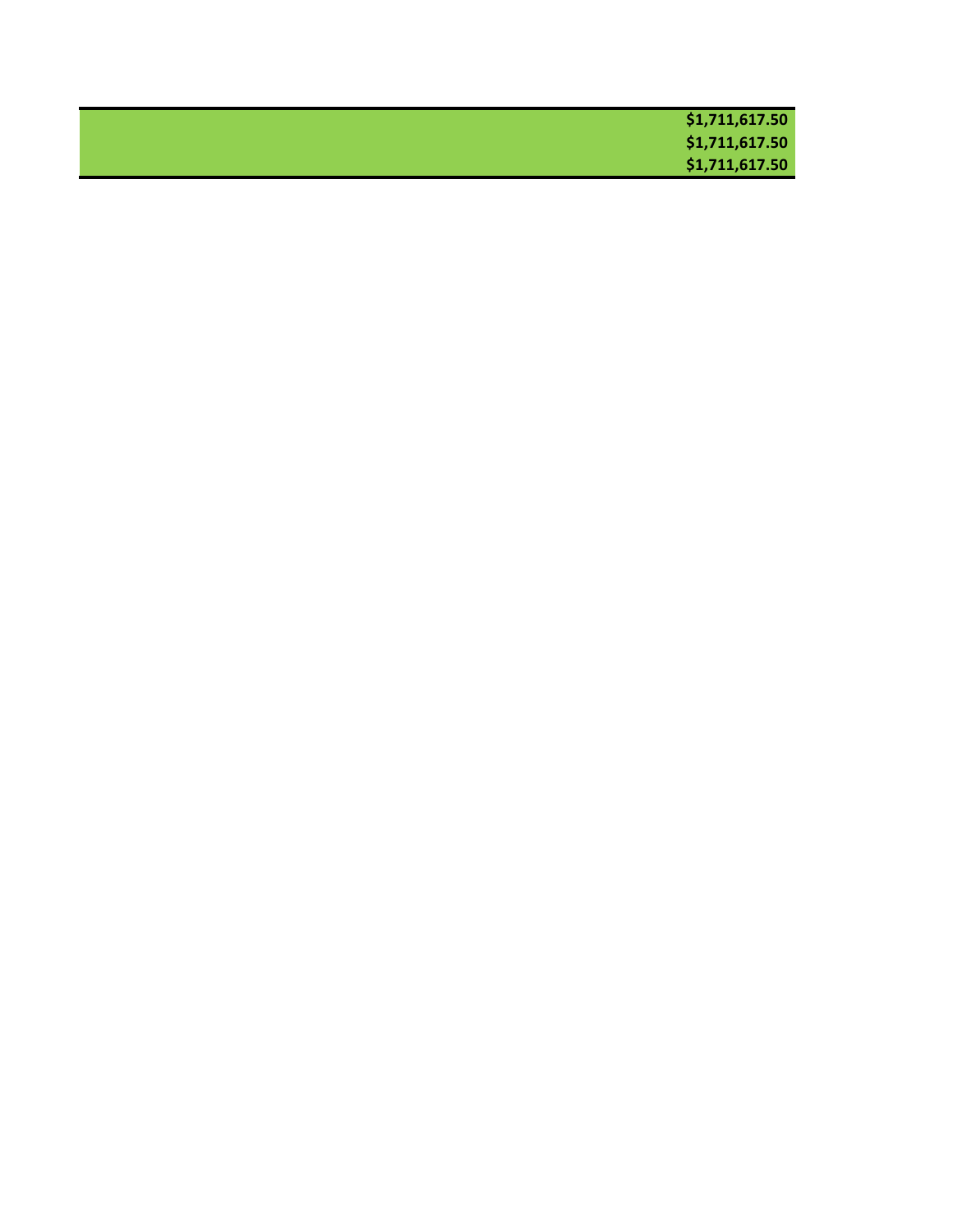| |
|---:|
| **$1,711,617.50** |
| **$1,711,617.50** |
| **$1,711,617.50** |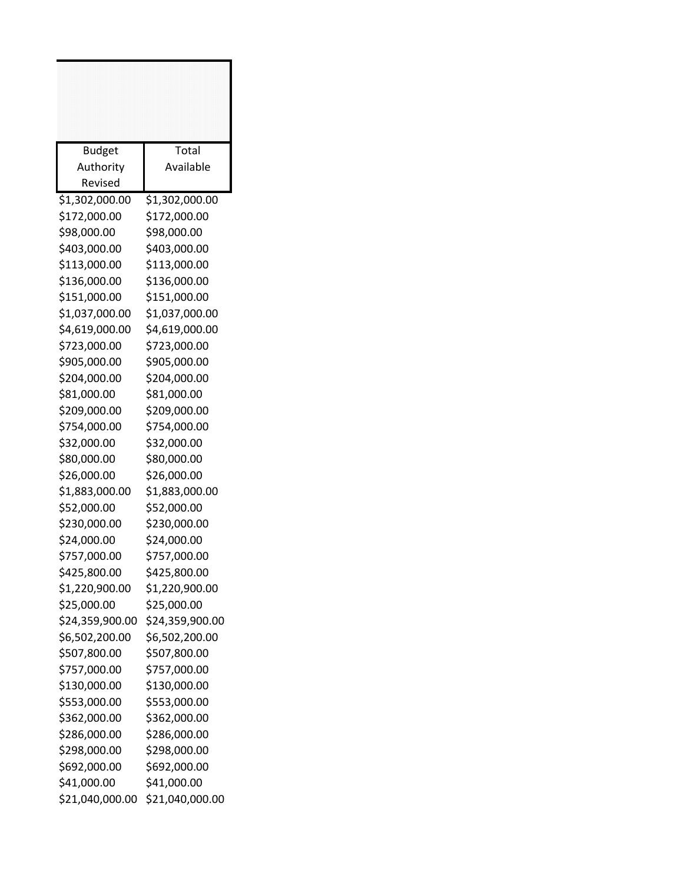| Budget Authority Revised | Total Available |
|---|---|
| $1,302,000.00 | $1,302,000.00 |
| $172,000.00 | $172,000.00 |
| $98,000.00 | $98,000.00 |
| $403,000.00 | $403,000.00 |
| $113,000.00 | $113,000.00 |
| $136,000.00 | $136,000.00 |
| $151,000.00 | $151,000.00 |
| $1,037,000.00 | $1,037,000.00 |
| $4,619,000.00 | $4,619,000.00 |
| $723,000.00 | $723,000.00 |
| $905,000.00 | $905,000.00 |
| $204,000.00 | $204,000.00 |
| $81,000.00 | $81,000.00 |
| $209,000.00 | $209,000.00 |
| $754,000.00 | $754,000.00 |
| $32,000.00 | $32,000.00 |
| $80,000.00 | $80,000.00 |
| $26,000.00 | $26,000.00 |
| $1,883,000.00 | $1,883,000.00 |
| $52,000.00 | $52,000.00 |
| $230,000.00 | $230,000.00 |
| $24,000.00 | $24,000.00 |
| $757,000.00 | $757,000.00 |
| $425,800.00 | $425,800.00 |
| $1,220,900.00 | $1,220,900.00 |
| $25,000.00 | $25,000.00 |
| $24,359,900.00 | $24,359,900.00 |
| $6,502,200.00 | $6,502,200.00 |
| $507,800.00 | $507,800.00 |
| $757,000.00 | $757,000.00 |
| $130,000.00 | $130,000.00 |
| $553,000.00 | $553,000.00 |
| $362,000.00 | $362,000.00 |
| $286,000.00 | $286,000.00 |
| $298,000.00 | $298,000.00 |
| $692,000.00 | $692,000.00 |
| $41,000.00 | $41,000.00 |
| $21,040,000.00 | $21,040,000.00 |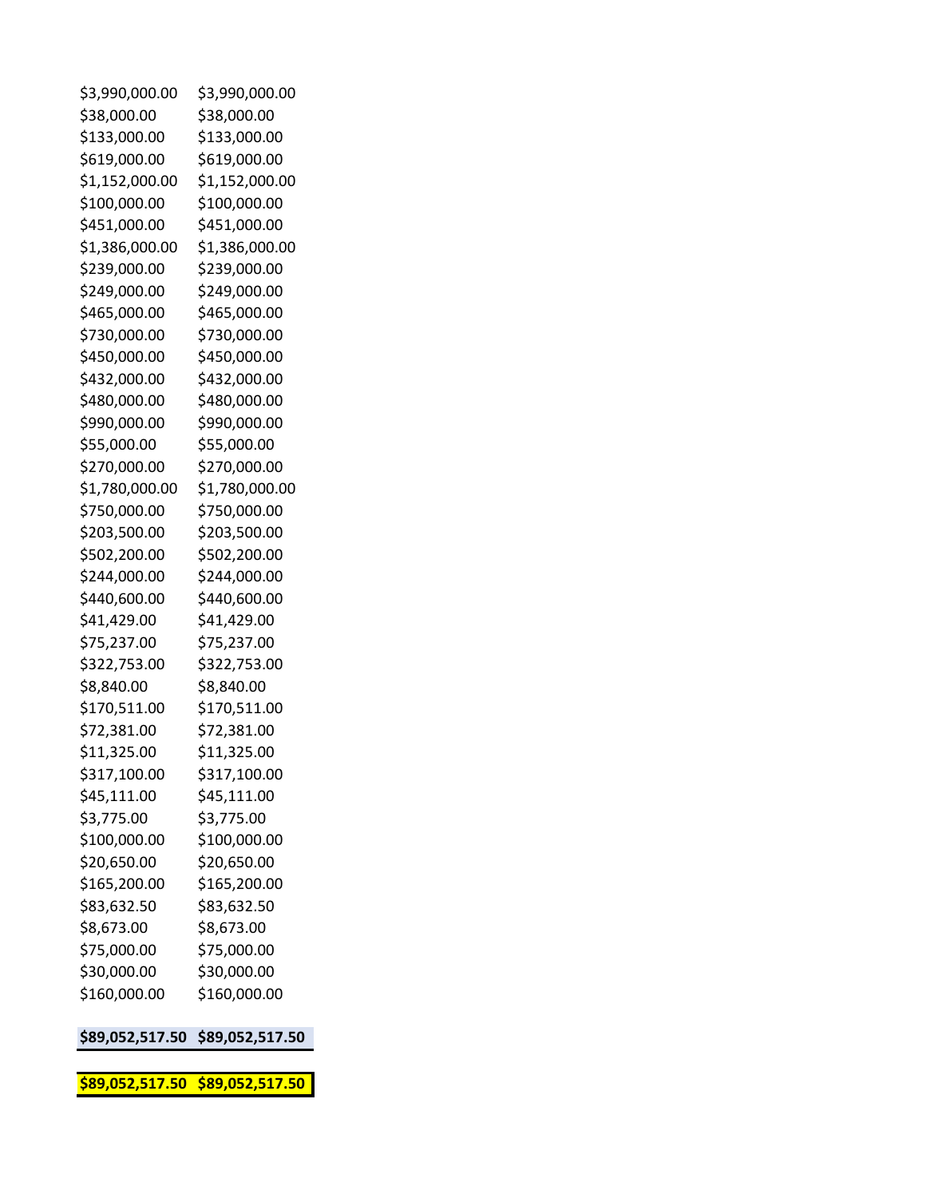| | |
|---|---|
| $3,990,000.00 | $3,990,000.00 |
| $38,000.00 | $38,000.00 |
| $133,000.00 | $133,000.00 |
| $619,000.00 | $619,000.00 |
| $1,152,000.00 | $1,152,000.00 |
| $100,000.00 | $100,000.00 |
| $451,000.00 | $451,000.00 |
| $1,386,000.00 | $1,386,000.00 |
| $239,000.00 | $239,000.00 |
| $249,000.00 | $249,000.00 |
| $465,000.00 | $465,000.00 |
| $730,000.00 | $730,000.00 |
| $450,000.00 | $450,000.00 |
| $432,000.00 | $432,000.00 |
| $480,000.00 | $480,000.00 |
| $990,000.00 | $990,000.00 |
| $55,000.00 | $55,000.00 |
| $270,000.00 | $270,000.00 |
| $1,780,000.00 | $1,780,000.00 |
| $750,000.00 | $750,000.00 |
| $203,500.00 | $203,500.00 |
| $502,200.00 | $502,200.00 |
| $244,000.00 | $244,000.00 |
| $440,600.00 | $440,600.00 |
| $41,429.00 | $41,429.00 |
| $75,237.00 | $75,237.00 |
| $322,753.00 | $322,753.00 |
| $8,840.00 | $8,840.00 |
| $170,511.00 | $170,511.00 |
| $72,381.00 | $72,381.00 |
| $11,325.00 | $11,325.00 |
| $317,100.00 | $317,100.00 |
| $45,111.00 | $45,111.00 |
| $3,775.00 | $3,775.00 |
| $100,000.00 | $100,000.00 |
| $20,650.00 | $20,650.00 |
| $165,200.00 | $165,200.00 |
| $83,632.50 | $83,632.50 |
| $8,673.00 | $8,673.00 |
| $75,000.00 | $75,000.00 |
| $30,000.00 | $30,000.00 |
| $160,000.00 | $160,000.00 |
| **$89,052,517.50** | **$89,052,517.50** |
| **$89,052,517.50** | **$89,052,517.50** |